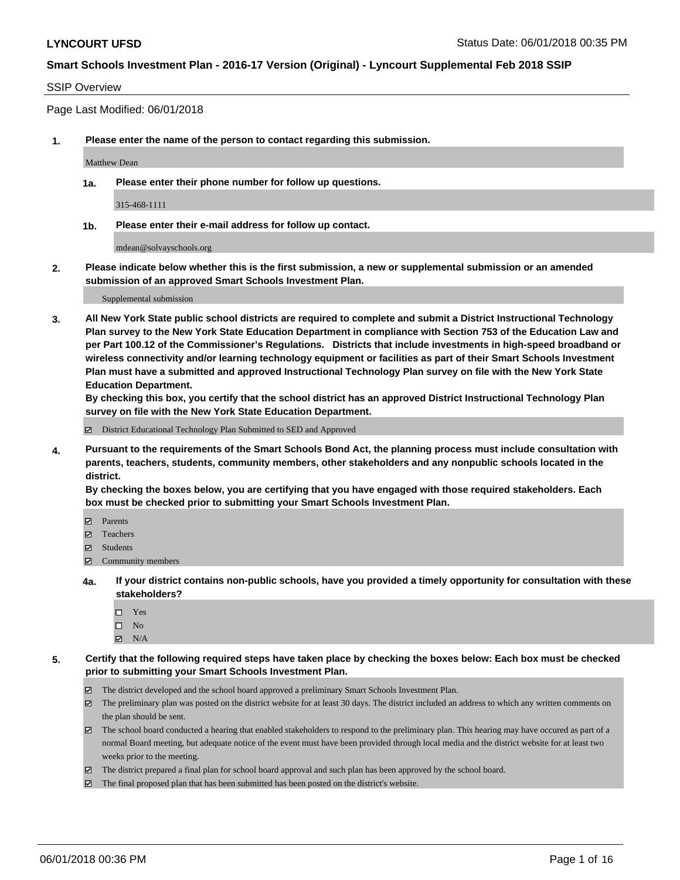# LYNCOURT UFSD

Status Date: 06/01/2018 00:35 PM

## Smart Schools Investment Plan - 2016-17 Version (Original) - Lyncourt Supplemental Feb 2018 SSIP

SSIP Overview

Page Last Modified: 06/01/2018

**1. Please enter the name of the person to contact regarding this submission.**

Matthew Dean

**1a. Please enter their phone number for follow up questions.**

315-468-1111

**1b. Please enter their e-mail address for follow up contact.**

mdean@solvayschools.org

**2. Please indicate below whether this is the first submission, a new or supplemental submission or an amended submission of an approved Smart Schools Investment Plan.**

Supplemental submission

**3. All New York State public school districts are required to complete and submit a District Instructional Technology Plan survey to the New York State Education Department in compliance with Section 753 of the Education Law and per Part 100.12 of the Commissioner's Regulations. Districts that include investments in high-speed broadband or wireless connectivity and/or learning technology equipment or facilities as part of their Smart Schools Investment Plan must have a submitted and approved Instructional Technology Plan survey on file with the New York State Education Department.**
**By checking this box, you certify that the school district has an approved District Instructional Technology Plan survey on file with the New York State Education Department.**

- [x] District Educational Technology Plan Submitted to SED and Approved

**4. Pursuant to the requirements of the Smart Schools Bond Act, the planning process must include consultation with parents, teachers, students, community members, other stakeholders and any nonpublic schools located in the district.**
**By checking the boxes below, you are certifying that you have engaged with those required stakeholders. Each box must be checked prior to submitting your Smart Schools Investment Plan.**

- [x] Parents
- [x] Teachers
- [x] Students
- [x] Community members

**4a. If your district contains non-public schools, have you provided a timely opportunity for consultation with these stakeholders?**

- [ ] Yes
- [ ] No
- [x] N/A

**5. Certify that the following required steps have taken place by checking the boxes below: Each box must be checked prior to submitting your Smart Schools Investment Plan.**

- [x] The district developed and the school board approved a preliminary Smart Schools Investment Plan.
- [x] The preliminary plan was posted on the district website for at least 30 days. The district included an address to which any written comments on the plan should be sent.
- [x] The school board conducted a hearing that enabled stakeholders to respond to the preliminary plan. This hearing may have occured as part of a normal Board meeting, but adequate notice of the event must have been provided through local media and the district website for at least two weeks prior to the meeting.
- [x] The district prepared a final plan for school board approval and such plan has been approved by the school board.
- [x] The final proposed plan that has been submitted has been posted on the district's website.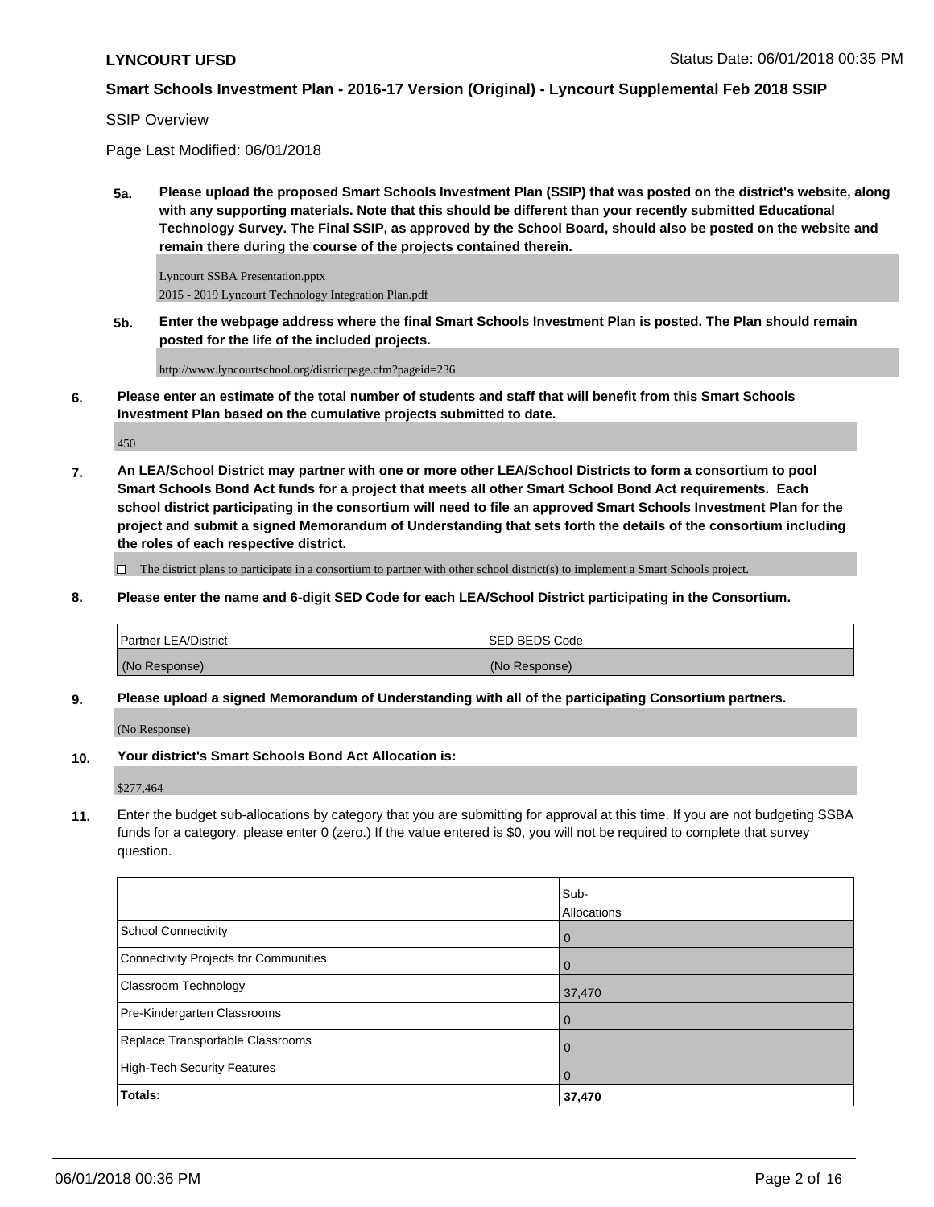**LYNCOURT UFSD** Status Date: 06/01/2018 00:35 PM

**Smart Schools Investment Plan - 2016-17 Version (Original) - Lyncourt Supplemental Feb 2018 SSIP**

SSIP Overview

Page Last Modified: 06/01/2018

**5a. Please upload the proposed Smart Schools Investment Plan (SSIP) that was posted on the district's website, along with any supporting materials. Note that this should be different than your recently submitted Educational Technology Survey. The Final SSIP, as approved by the School Board, should also be posted on the website and remain there during the course of the projects contained therein.**

Lyncourt SSBA Presentation.pptx
2015 - 2019 Lyncourt Technology Integration Plan.pdf

**5b. Enter the webpage address where the final Smart Schools Investment Plan is posted. The Plan should remain posted for the life of the included projects.**

http://www.lyncourtschool.org/districtpage.cfm?pageid=236

**6. Please enter an estimate of the total number of students and staff that will benefit from this Smart Schools Investment Plan based on the cumulative projects submitted to date.**

450

**7. An LEA/School District may partner with one or more other LEA/School Districts to form a consortium to pool Smart Schools Bond Act funds for a project that meets all other Smart School Bond Act requirements. Each school district participating in the consortium will need to file an approved Smart Schools Investment Plan for the project and submit a signed Memorandum of Understanding that sets forth the details of the consortium including the roles of each respective district.**

☐ The district plans to participate in a consortium to partner with other school district(s) to implement a Smart Schools project.

**8. Please enter the name and 6-digit SED Code for each LEA/School District participating in the Consortium.**

| Partner LEA/District | SED BEDS Code |
|---|---|
| (No Response) | (No Response) |

**9. Please upload a signed Memorandum of Understanding with all of the participating Consortium partners.**

(No Response)

**10. Your district's Smart Schools Bond Act Allocation is:**

$277,464

**11.** Enter the budget sub-allocations by category that you are submitting for approval at this time. If you are not budgeting SSBA funds for a category, please enter 0 (zero.) If the value entered is $0, you will not be required to complete that survey question.

| | Sub-Allocations |
|---|---|
| School Connectivity | 0 |
| Connectivity Projects for Communities | 0 |
| Classroom Technology | 37,470 |
| Pre-Kindergarten Classrooms | 0 |
| Replace Transportable Classrooms | 0 |
| High-Tech Security Features | 0 |
| **Totals:** | **37,470** |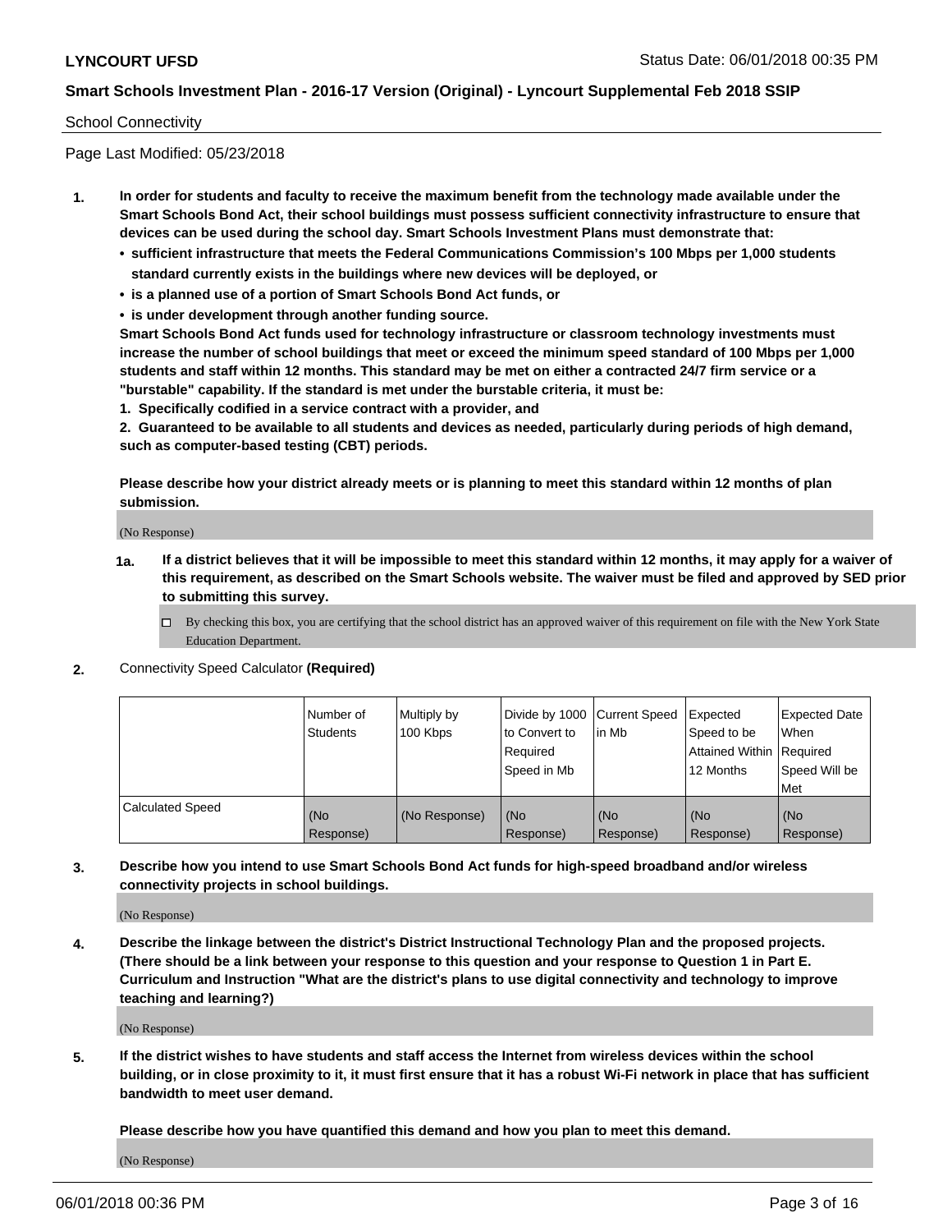School Connectivity

Page Last Modified: 05/23/2018

**1. In order for students and faculty to receive the maximum benefit from the technology made available under the Smart Schools Bond Act, their school buildings must possess sufficient connectivity infrastructure to ensure that devices can be used during the school day. Smart Schools Investment Plans must demonstrate that:**

- **sufficient infrastructure that meets the Federal Communications Commission's 100 Mbps per 1,000 students standard currently exists in the buildings where new devices will be deployed, or**
- **is a planned use of a portion of Smart Schools Bond Act funds, or**
- **is under development through another funding source.**

**Smart Schools Bond Act funds used for technology infrastructure or classroom technology investments must increase the number of school buildings that meet or exceed the minimum speed standard of 100 Mbps per 1,000 students and staff within 12 months. This standard may be met on either a contracted 24/7 firm service or a "burstable" capability. If the standard is met under the burstable criteria, it must be:**

**1. Specifically codified in a service contract with a provider, and**

**2. Guaranteed to be available to all students and devices as needed, particularly during periods of high demand, such as computer-based testing (CBT) periods.**

**Please describe how your district already meets or is planning to meet this standard within 12 months of plan submission.**

(No Response)

**1a. If a district believes that it will be impossible to meet this standard within 12 months, it may apply for a waiver of this requirement, as described on the Smart Schools website. The waiver must be filed and approved by SED prior to submitting this survey.**

☐ By checking this box, you are certifying that the school district has an approved waiver of this requirement on file with the New York State Education Department.

**2.** Connectivity Speed Calculator **(Required)**

| | Number of Students | Multiply by 100 Kbps | Divide by 1000 to Convert to Required Speed in Mb | Current Speed in Mb | Expected Speed to be Attained Within 12 Months | Expected Date When Required Speed Will be Met |
|---|---|---|---|---|---|---|
| Calculated Speed | (No Response) | (No Response) | (No Response) | (No Response) | (No Response) | (No Response) |

**3. Describe how you intend to use Smart Schools Bond Act funds for high-speed broadband and/or wireless connectivity projects in school buildings.**

(No Response)

**4. Describe the linkage between the district's District Instructional Technology Plan and the proposed projects. (There should be a link between your response to this question and your response to Question 1 in Part E. Curriculum and Instruction "What are the district's plans to use digital connectivity and technology to improve teaching and learning?)**

(No Response)

**5. If the district wishes to have students and staff access the Internet from wireless devices within the school building, or in close proximity to it, it must first ensure that it has a robust Wi-Fi network in place that has sufficient bandwidth to meet user demand.**

**Please describe how you have quantified this demand and how you plan to meet this demand.**

(No Response)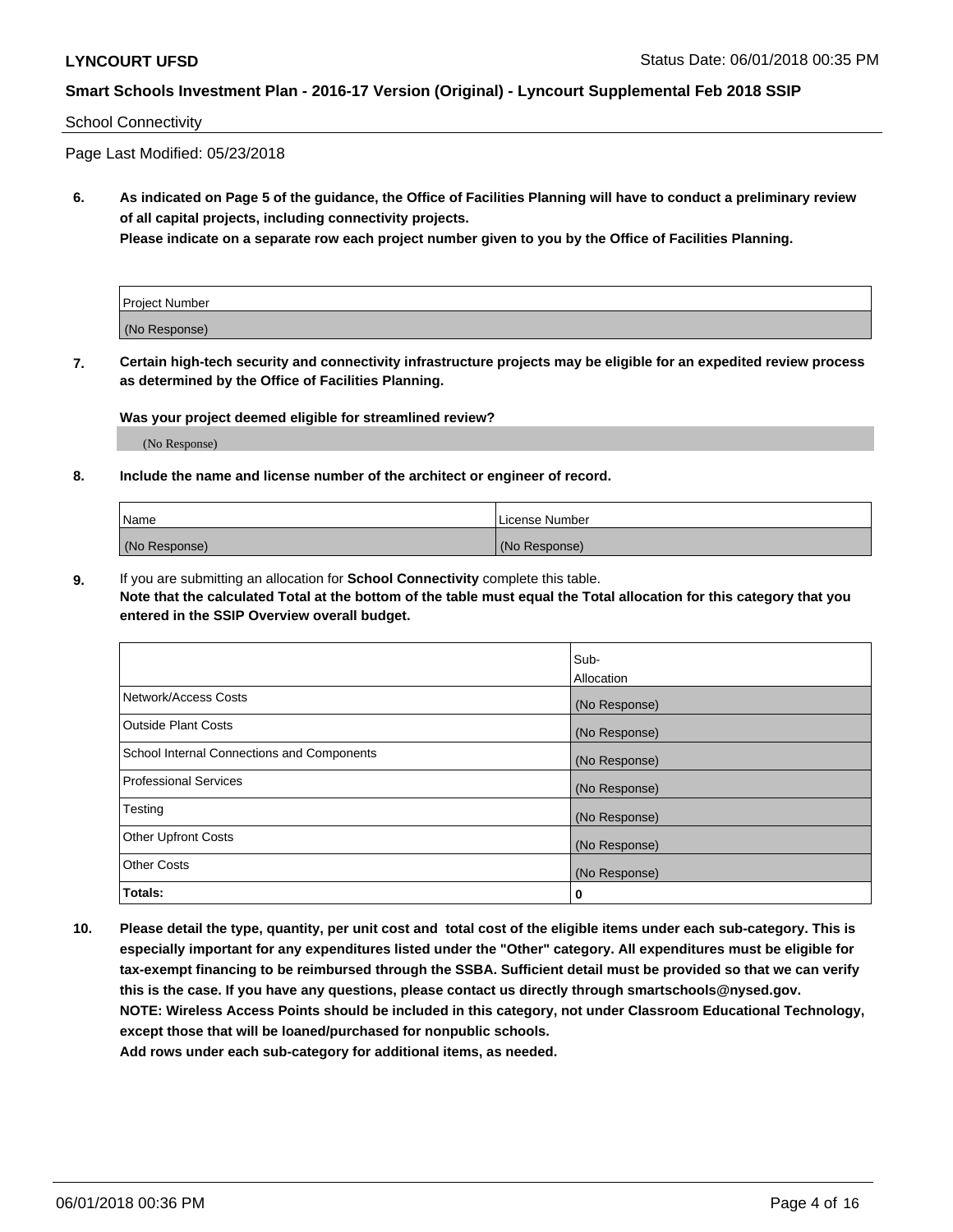School Connectivity

Page Last Modified: 05/23/2018

**6. As indicated on Page 5 of the guidance, the Office of Facilities Planning will have to conduct a preliminary review of all capital projects, including connectivity projects.**
**Please indicate on a separate row each project number given to you by the Office of Facilities Planning.**

| Project Number |
| --- |
| (No Response) |

**7. Certain high-tech security and connectivity infrastructure projects may be eligible for an expedited review process as determined by the Office of Facilities Planning.**

**Was your project deemed eligible for streamlined review?**

(No Response)

**8. Include the name and license number of the architect or engineer of record.**

| Name | License Number |
| --- | --- |
| (No Response) | (No Response) |

**9.** If you are submitting an allocation for **School Connectivity** complete this table.
**Note that the calculated Total at the bottom of the table must equal the Total allocation for this category that you entered in the SSIP Overview overall budget.**

| | Sub-Allocation |
| --- | --- |
| Network/Access Costs | (No Response) |
| Outside Plant Costs | (No Response) |
| School Internal Connections and Components | (No Response) |
| Professional Services | (No Response) |
| Testing | (No Response) |
| Other Upfront Costs | (No Response) |
| Other Costs | (No Response) |
| **Totals:** | **0** |

**10. Please detail the type, quantity, per unit cost and total cost of the eligible items under each sub-category. This is especially important for any expenditures listed under the "Other" category. All expenditures must be eligible for tax-exempt financing to be reimbursed through the SSBA. Sufficient detail must be provided so that we can verify this is the case. If you have any questions, please contact us directly through smartschools@nysed.gov.**
**NOTE: Wireless Access Points should be included in this category, not under Classroom Educational Technology, except those that will be loaned/purchased for nonpublic schools.**
**Add rows under each sub-category for additional items, as needed.**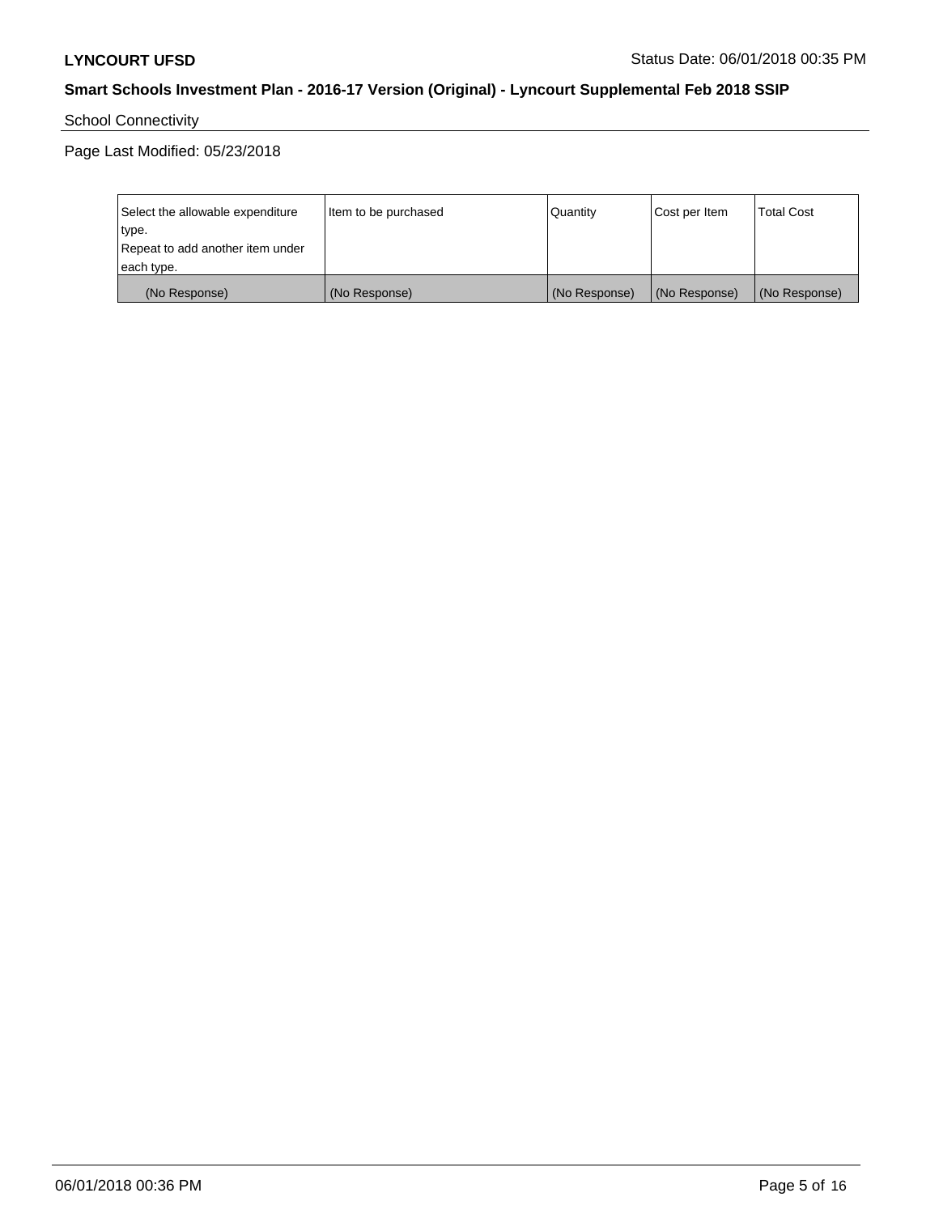School Connectivity

Page Last Modified: 05/23/2018

| Select the allowable expenditure type.<br>Repeat to add another item under each type. | Item to be purchased | Quantity | Cost per Item | Total Cost |
|---|---|---|---|---|
| (No Response) | (No Response) | (No Response) | (No Response) | (No Response) |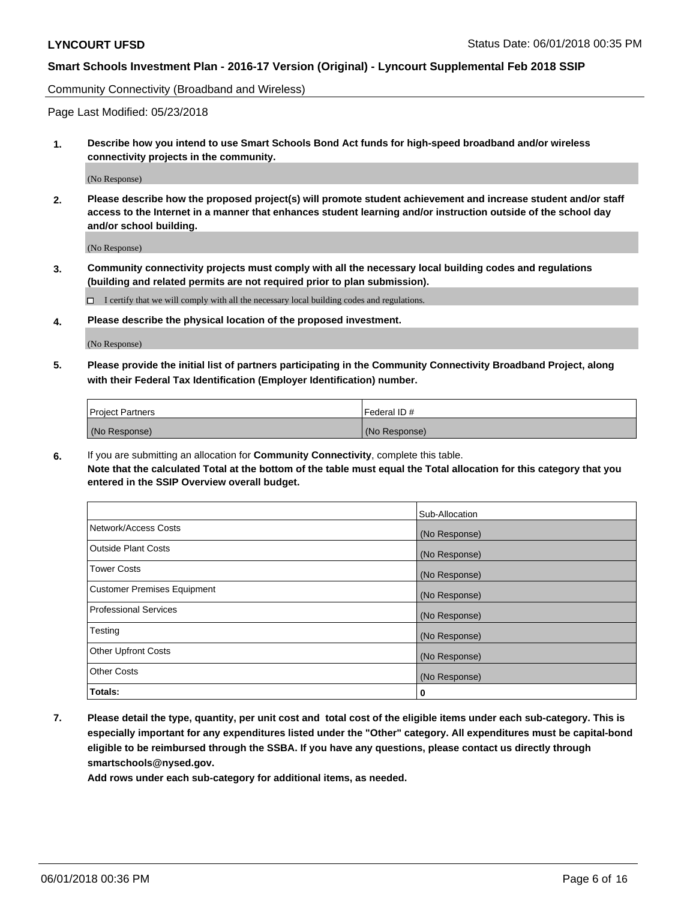Community Connectivity (Broadband and Wireless)

Page Last Modified: 05/23/2018

**1. Describe how you intend to use Smart Schools Bond Act funds for high-speed broadband and/or wireless connectivity projects in the community.**

(No Response)

**2. Please describe how the proposed project(s) will promote student achievement and increase student and/or staff access to the Internet in a manner that enhances student learning and/or instruction outside of the school day and/or school building.**

(No Response)

**3. Community connectivity projects must comply with all the necessary local building codes and regulations (building and related permits are not required prior to plan submission).**

☐ I certify that we will comply with all the necessary local building codes and regulations.

**4. Please describe the physical location of the proposed investment.**

(No Response)

**5. Please provide the initial list of partners participating in the Community Connectivity Broadband Project, along with their Federal Tax Identification (Employer Identification) number.**

| Project Partners | Federal ID # |
|---|---|
| (No Response) | (No Response) |

**6.** If you are submitting an allocation for **Community Connectivity**, complete this table.
**Note that the calculated Total at the bottom of the table must equal the Total allocation for this category that you entered in the SSIP Overview overall budget.**

| | Sub-Allocation |
|---|---|
| Network/Access Costs | (No Response) |
| Outside Plant Costs | (No Response) |
| Tower Costs | (No Response) |
| Customer Premises Equipment | (No Response) |
| Professional Services | (No Response) |
| Testing | (No Response) |
| Other Upfront Costs | (No Response) |
| Other Costs | (No Response) |
| **Totals:** | **0** |

**7. Please detail the type, quantity, per unit cost and total cost of the eligible items under each sub-category. This is especially important for any expenditures listed under the "Other" category. All expenditures must be capital-bond eligible to be reimbursed through the SSBA. If you have any questions, please contact us directly through smartschools@nysed.gov.**

**Add rows under each sub-category for additional items, as needed.**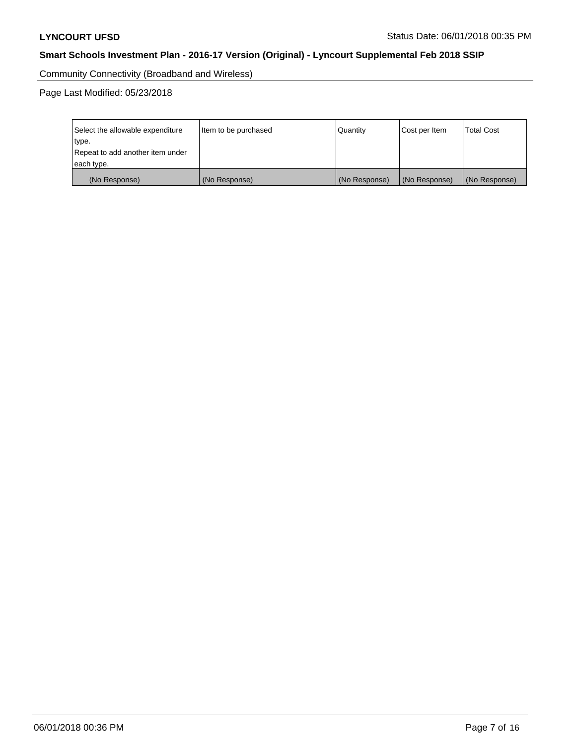Community Connectivity (Broadband and Wireless)

Page Last Modified: 05/23/2018

| Select the allowable expenditure type. Repeat to add another item under each type. | Item to be purchased | Quantity | Cost per Item | Total Cost |
|---|---|---|---|---|
| (No Response) | (No Response) | (No Response) | (No Response) | (No Response) |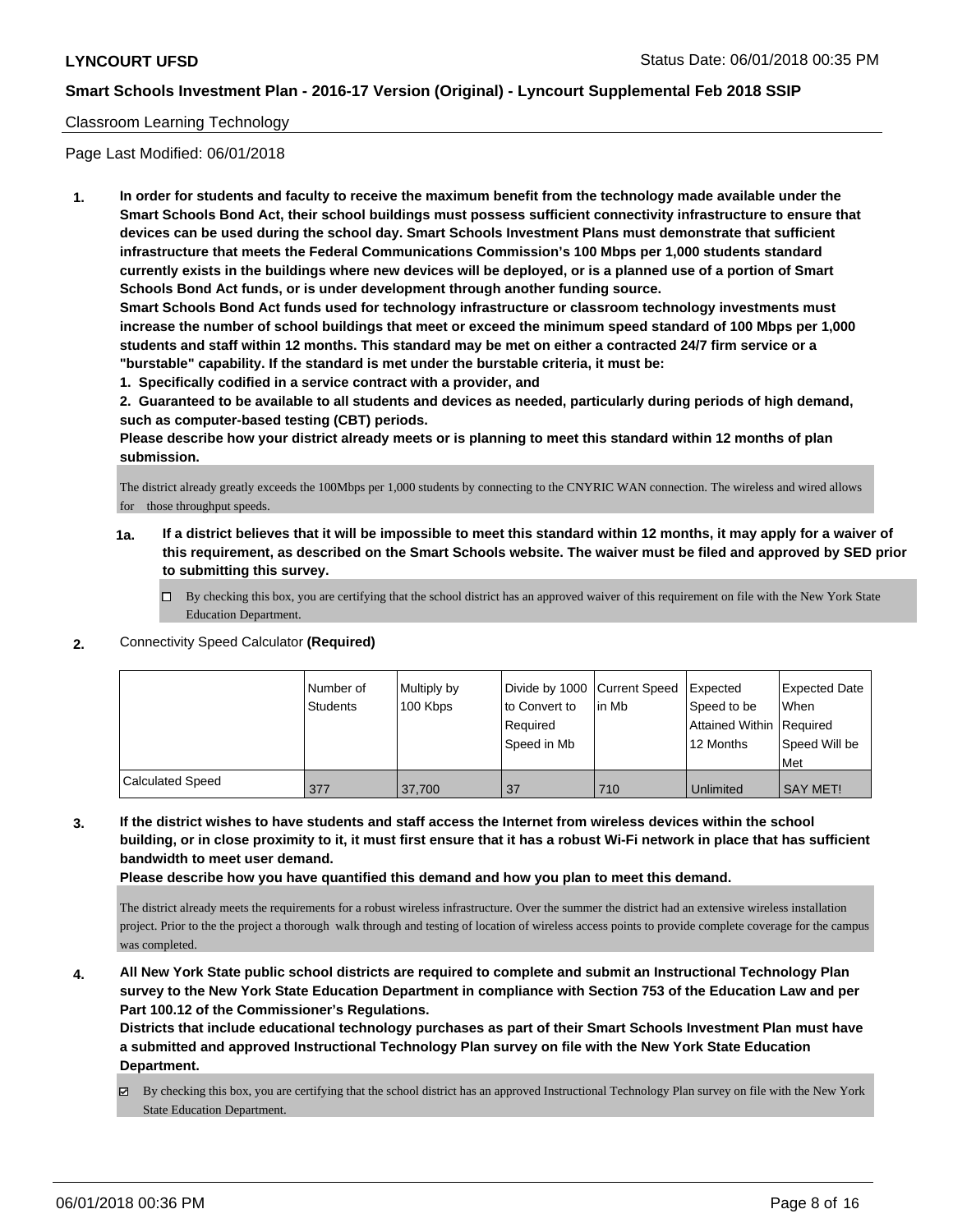Classroom Learning Technology

Page Last Modified: 06/01/2018

1. **In order for students and faculty to receive the maximum benefit from the technology made available under the Smart Schools Bond Act, their school buildings must possess sufficient connectivity infrastructure to ensure that devices can be used during the school day. Smart Schools Investment Plans must demonstrate that sufficient infrastructure that meets the Federal Communications Commission's 100 Mbps per 1,000 students standard currently exists in the buildings where new devices will be deployed, or is a planned use of a portion of Smart Schools Bond Act funds, or is under development through another funding source.**
   **Smart Schools Bond Act funds used for technology infrastructure or classroom technology investments must increase the number of school buildings that meet or exceed the minimum speed standard of 100 Mbps per 1,000 students and staff within 12 months. This standard may be met on either a contracted 24/7 firm service or a "burstable" capability. If the standard is met under the burstable criteria, it must be:**
   **1. Specifically codified in a service contract with a provider, and**
   **2. Guaranteed to be available to all students and devices as needed, particularly during periods of high demand, such as computer-based testing (CBT) periods.**
   **Please describe how your district already meets or is planning to meet this standard within 12 months of plan submission.**

   The district already greatly exceeds the 100Mbps per 1,000 students by connecting to the CNYRIC WAN connection. The wireless and wired allows for those throughput speeds.

   **1a. If a district believes that it will be impossible to meet this standard within 12 months, it may apply for a waiver of this requirement, as described on the Smart Schools website. The waiver must be filed and approved by SED prior to submitting this survey.**

   ☐ By checking this box, you are certifying that the school district has an approved waiver of this requirement on file with the New York State Education Department.

2. Connectivity Speed Calculator **(Required)**

| | Number of Students | Multiply by 100 Kbps | Divide by 1000 to Convert to Required Speed in Mb | Current Speed in Mb | Expected Speed to be Attained Within 12 Months | Expected Date When Required Speed Will be Met |
|---|---|---|---|---|---|---|
| Calculated Speed | 377 | 37,700 | 37 | 710 | Unlimited | SAY MET! |

3. **If the district wishes to have students and staff access the Internet from wireless devices within the school building, or in close proximity to it, it must first ensure that it has a robust Wi-Fi network in place that has sufficient bandwidth to meet user demand.**
   **Please describe how you have quantified this demand and how you plan to meet this demand.**

   The district already meets the requirements for a robust wireless infrastructure. Over the summer the district had an extensive wireless installation project. Prior to the the project a thorough walk through and testing of location of wireless access points to provide complete coverage for the campus was completed.

4. **All New York State public school districts are required to complete and submit an Instructional Technology Plan survey to the New York State Education Department in compliance with Section 753 of the Education Law and per Part 100.12 of the Commissioner's Regulations.**
   **Districts that include educational technology purchases as part of their Smart Schools Investment Plan must have a submitted and approved Instructional Technology Plan survey on file with the New York State Education Department.**

   ☑ By checking this box, you are certifying that the school district has an approved Instructional Technology Plan survey on file with the New York State Education Department.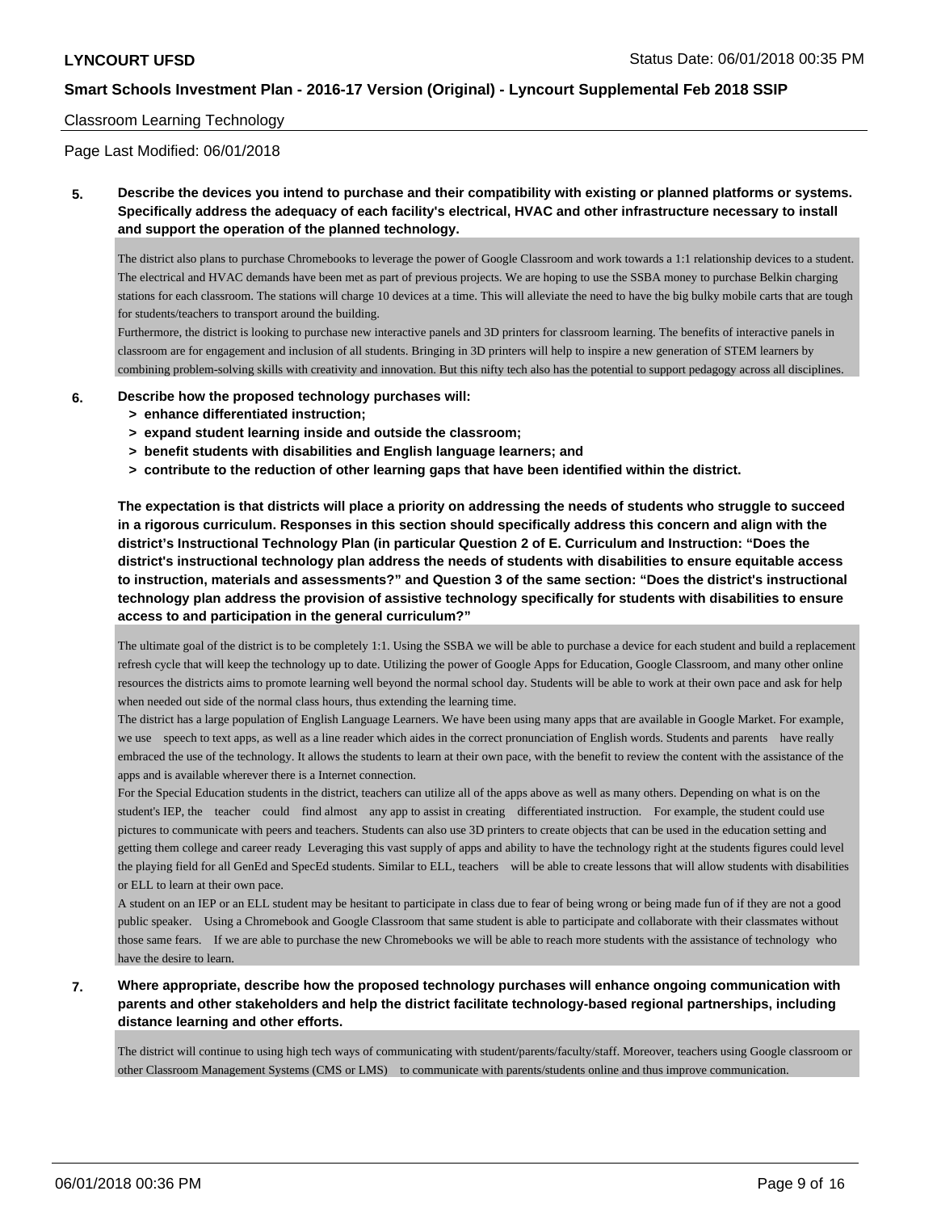Classroom Learning Technology

Page Last Modified: 06/01/2018

**5. Describe the devices you intend to purchase and their compatibility with existing or planned platforms or systems. Specifically address the adequacy of each facility's electrical, HVAC and other infrastructure necessary to install and support the operation of the planned technology.**

The district also plans to purchase Chromebooks to leverage the power of Google Classroom and work towards a 1:1 relationship devices to a student. The electrical and HVAC demands have been met as part of previous projects. We are hoping to use the SSBA money to purchase Belkin charging stations for each classroom. The stations will charge 10 devices at a time. This will alleviate the need to have the big bulky mobile carts that are tough for students/teachers to transport around the building.
Furthermore, the district is looking to purchase new interactive panels and 3D printers for classroom learning. The benefits of interactive panels in classroom are for engagement and inclusion of all students. Bringing in 3D printers will help to inspire a new generation of STEM learners by combining problem-solving skills with creativity and innovation. But this nifty tech also has the potential to support pedagogy across all disciplines.

**6. Describe how the proposed technology purchases will:**
- **> enhance differentiated instruction;**
- **> expand student learning inside and outside the classroom;**
- **> benefit students with disabilities and English language learners; and**
- **> contribute to the reduction of other learning gaps that have been identified within the district.**

**The expectation is that districts will place a priority on addressing the needs of students who struggle to succeed in a rigorous curriculum. Responses in this section should specifically address this concern and align with the district's Instructional Technology Plan (in particular Question 2 of E. Curriculum and Instruction: "Does the district's instructional technology plan address the needs of students with disabilities to ensure equitable access to instruction, materials and assessments?" and Question 3 of the same section: "Does the district's instructional technology plan address the provision of assistive technology specifically for students with disabilities to ensure access to and participation in the general curriculum?"**

The ultimate goal of the district is to be completely 1:1. Using the SSBA we will be able to purchase a device for each student and build a replacement refresh cycle that will keep the technology up to date. Utilizing the power of Google Apps for Education, Google Classroom, and many other online resources the districts aims to promote learning well beyond the normal school day. Students will be able to work at their own pace and ask for help when needed out side of the normal class hours, thus extending the learning time.
The district has a large population of English Language Learners. We have been using many apps that are available in Google Market. For example, we use speech to text apps, as well as a line reader which aides in the correct pronunciation of English words. Students and parents have really embraced the use of the technology. It allows the students to learn at their own pace, with the benefit to review the content with the assistance of the apps and is available wherever there is a Internet connection.
For the Special Education students in the district, teachers can utilize all of the apps above as well as many others. Depending on what is on the student's IEP, the teacher could find almost any app to assist in creating differentiated instruction. For example, the student could use pictures to communicate with peers and teachers. Students can also use 3D printers to create objects that can be used in the education setting and getting them college and career ready Leveraging this vast supply of apps and ability to have the technology right at the students figures could level the playing field for all GenEd and SpecEd students. Similar to ELL, teachers will be able to create lessons that will allow students with disabilities or ELL to learn at their own pace.
A student on an IEP or an ELL student may be hesitant to participate in class due to fear of being wrong or being made fun of if they are not a good public speaker. Using a Chromebook and Google Classroom that same student is able to participate and collaborate with their classmates without those same fears. If we are able to purchase the new Chromebooks we will be able to reach more students with the assistance of technology who have the desire to learn.

**7. Where appropriate, describe how the proposed technology purchases will enhance ongoing communication with parents and other stakeholders and help the district facilitate technology-based regional partnerships, including distance learning and other efforts.**

The district will continue to using high tech ways of communicating with student/parents/faculty/staff. Moreover, teachers using Google classroom or other Classroom Management Systems (CMS or LMS) to communicate with parents/students online and thus improve communication.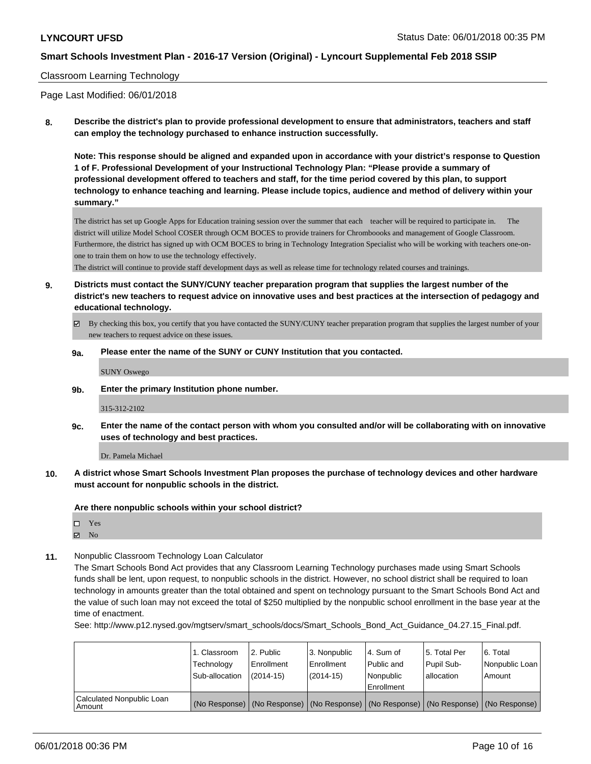Classroom Learning Technology

Page Last Modified: 06/01/2018

**8. Describe the district's plan to provide professional development to ensure that administrators, teachers and staff can employ the technology purchased to enhance instruction successfully.**

**Note: This response should be aligned and expanded upon in accordance with your district's response to Question 1 of F. Professional Development of your Instructional Technology Plan: "Please provide a summary of professional development offered to teachers and staff, for the time period covered by this plan, to support technology to enhance teaching and learning. Please include topics, audience and method of delivery within your summary."**

The district has set up Google Apps for Education training session over the summer that each teacher will be required to participate in. The district will utilize Model School COSER through OCM BOCES to provide trainers for Chromboooks and management of Google Classroom. Furthermore, the district has signed up with OCM BOCES to bring in Technology Integration Specialist who will be working with teachers one-on-one to train them on how to use the technology effectively.
The district will continue to provide staff development days as well as release time for technology related courses and trainings.

**9. Districts must contact the SUNY/CUNY teacher preparation program that supplies the largest number of the district's new teachers to request advice on innovative uses and best practices at the intersection of pedagogy and educational technology.**

☑ By checking this box, you certify that you have contacted the SUNY/CUNY teacher preparation program that supplies the largest number of your new teachers to request advice on these issues.

**9a. Please enter the name of the SUNY or CUNY Institution that you contacted.**

SUNY Oswego

**9b. Enter the primary Institution phone number.**

315-312-2102

**9c. Enter the name of the contact person with whom you consulted and/or will be collaborating with on innovative uses of technology and best practices.**

Dr. Pamela Michael

**10. A district whose Smart Schools Investment Plan proposes the purchase of technology devices and other hardware must account for nonpublic schools in the district.**

**Are there nonpublic schools within your school district?**

☐ Yes
☑ No

**11.** Nonpublic Classroom Technology Loan Calculator

The Smart Schools Bond Act provides that any Classroom Learning Technology purchases made using Smart Schools funds shall be lent, upon request, to nonpublic schools in the district. However, no school district shall be required to loan technology in amounts greater than the total obtained and spent on technology pursuant to the Smart Schools Bond Act and the value of such loan may not exceed the total of $250 multiplied by the nonpublic school enrollment in the base year at the time of enactment.

See: http://www.p12.nysed.gov/mgtserv/smart_schools/docs/Smart_Schools_Bond_Act_Guidance_04.27.15_Final.pdf.

| | 1. Classroom Technology Sub-allocation | 2. Public Enrollment (2014-15) | 3. Nonpublic Enrollment (2014-15) | 4. Sum of Public and Nonpublic Enrollment | 5. Total Per Pupil Sub-allocation | 6. Total Nonpublic Loan Amount |
|---|---|---|---|---|---|---|
| Calculated Nonpublic Loan Amount | (No Response) | (No Response) | (No Response) | (No Response) | (No Response) | (No Response) |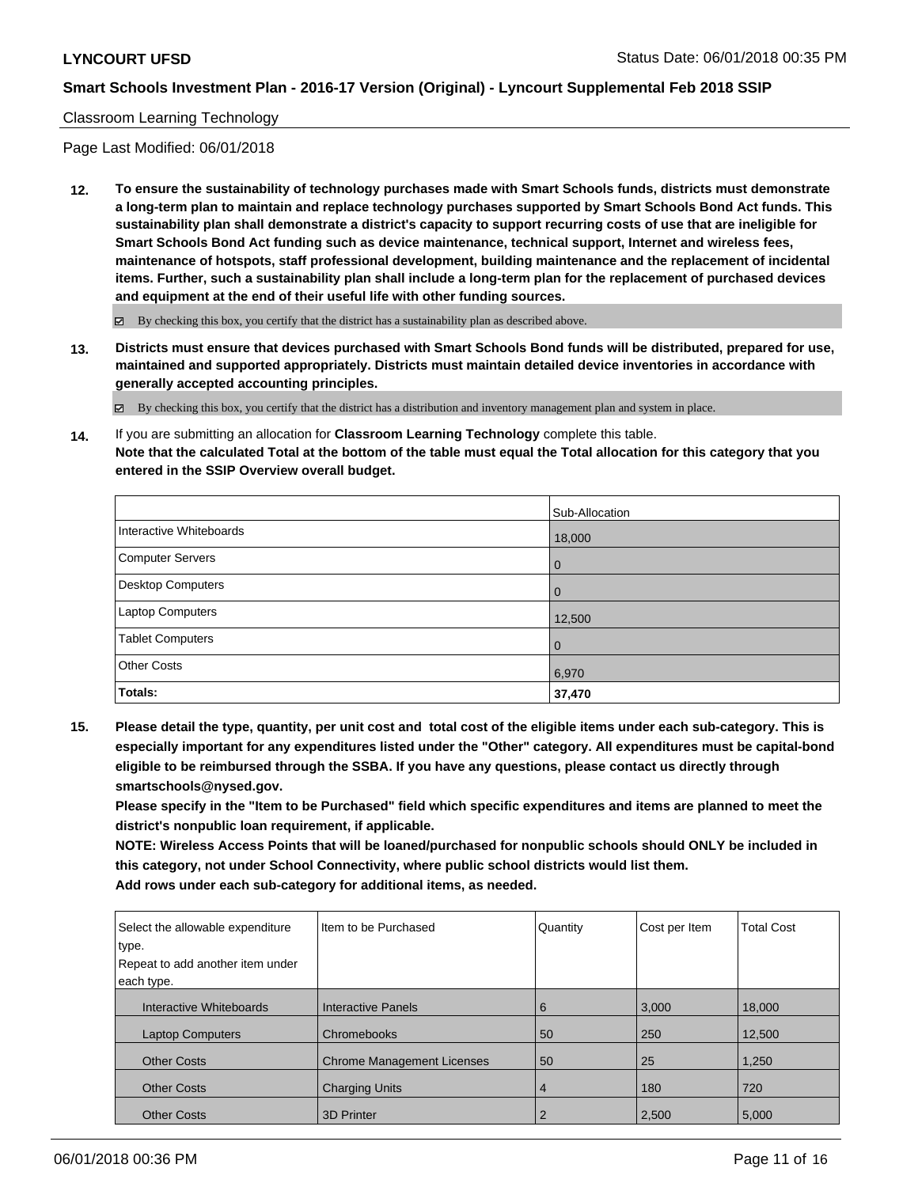Classroom Learning Technology

Page Last Modified: 06/01/2018

**12. To ensure the sustainability of technology purchases made with Smart Schools funds, districts must demonstrate a long-term plan to maintain and replace technology purchases supported by Smart Schools Bond Act funds. This sustainability plan shall demonstrate a district's capacity to support recurring costs of use that are ineligible for Smart Schools Bond Act funding such as device maintenance, technical support, Internet and wireless fees, maintenance of hotspots, staff professional development, building maintenance and the replacement of incidental items. Further, such a sustainability plan shall include a long-term plan for the replacement of purchased devices and equipment at the end of their useful life with other funding sources.**

☑ By checking this box, you certify that the district has a sustainability plan as described above.

**13. Districts must ensure that devices purchased with Smart Schools Bond funds will be distributed, prepared for use, maintained and supported appropriately. Districts must maintain detailed device inventories in accordance with generally accepted accounting principles.**

☑ By checking this box, you certify that the district has a distribution and inventory management plan and system in place.

**14.** If you are submitting an allocation for **Classroom Learning Technology** complete this table.
**Note that the calculated Total at the bottom of the table must equal the Total allocation for this category that you entered in the SSIP Overview overall budget.**

| | Sub-Allocation |
|---|---|
| Interactive Whiteboards | 18,000 |
| Computer Servers | 0 |
| Desktop Computers | 0 |
| Laptop Computers | 12,500 |
| Tablet Computers | 0 |
| Other Costs | 6,970 |
| **Totals:** | **37,470** |

**15. Please detail the type, quantity, per unit cost and total cost of the eligible items under each sub-category. This is especially important for any expenditures listed under the "Other" category. All expenditures must be capital-bond eligible to be reimbursed through the SSBA. If you have any questions, please contact us directly through smartschools@nysed.gov.**
**Please specify in the "Item to be Purchased" field which specific expenditures and items are planned to meet the district's nonpublic loan requirement, if applicable.**
**NOTE: Wireless Access Points that will be loaned/purchased for nonpublic schools should ONLY be included in this category, not under School Connectivity, where public school districts would list them.**
**Add rows under each sub-category for additional items, as needed.**

| Select the allowable expenditure type. Repeat to add another item under each type. | Item to be Purchased | Quantity | Cost per Item | Total Cost |
|---|---|---|---|---|
| Interactive Whiteboards | Interactive Panels | 6 | 3,000 | 18,000 |
| Laptop Computers | Chromebooks | 50 | 250 | 12,500 |
| Other Costs | Chrome Management Licenses | 50 | 25 | 1,250 |
| Other Costs | Charging Units | 4 | 180 | 720 |
| Other Costs | 3D Printer | 2 | 2,500 | 5,000 |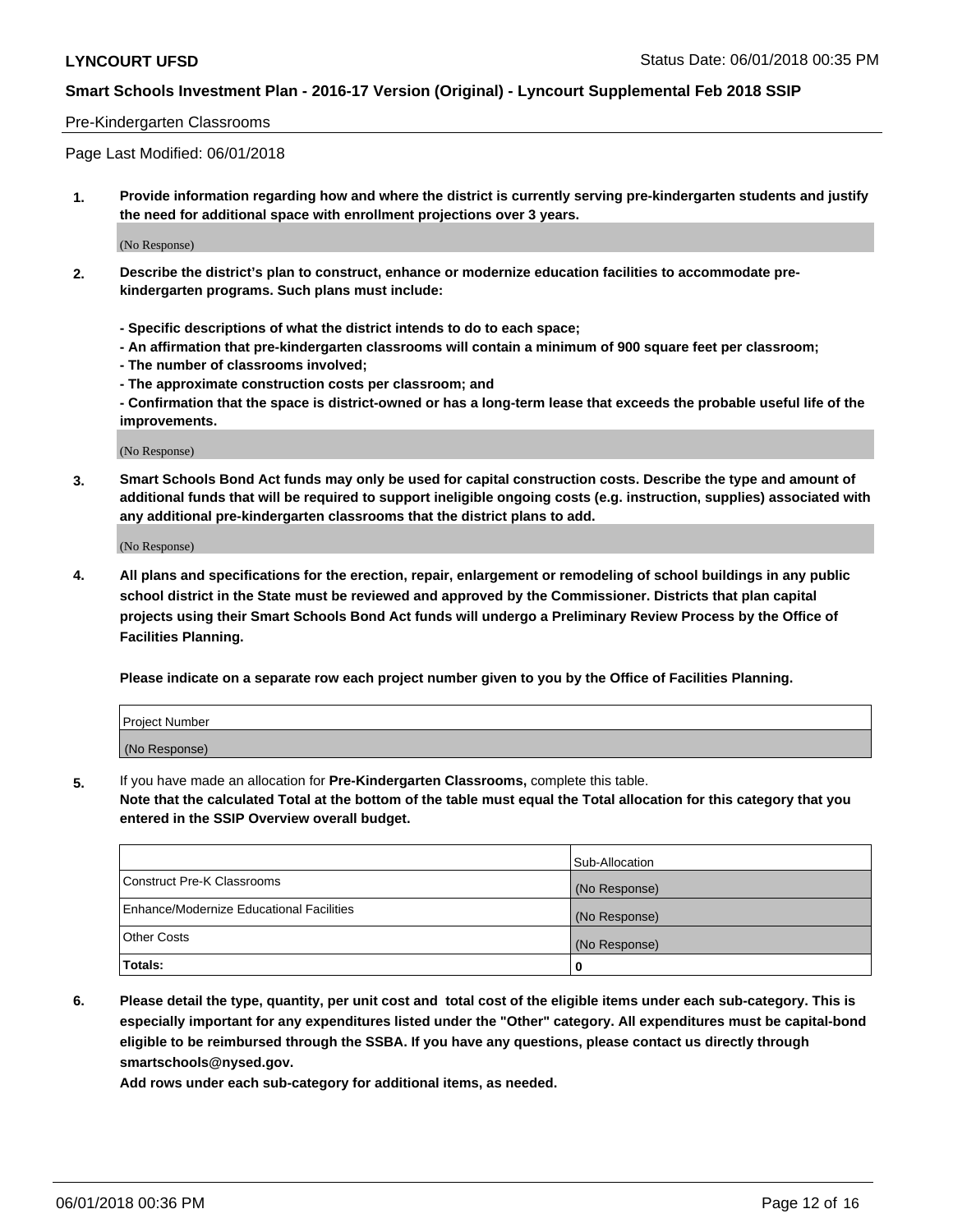Pre-Kindergarten Classrooms

Page Last Modified: 06/01/2018

1. **Provide information regarding how and where the district is currently serving pre-kindergarten students and justify the need for additional space with enrollment projections over 3 years.**

   (No Response)

2. **Describe the district's plan to construct, enhance or modernize education facilities to accommodate pre-kindergarten programs. Such plans must include:**

   **- Specific descriptions of what the district intends to do to each space;**
   **- An affirmation that pre-kindergarten classrooms will contain a minimum of 900 square feet per classroom;**
   **- The number of classrooms involved;**
   **- The approximate construction costs per classroom; and**
   **- Confirmation that the space is district-owned or has a long-term lease that exceeds the probable useful life of the improvements.**

   (No Response)

3. **Smart Schools Bond Act funds may only be used for capital construction costs. Describe the type and amount of additional funds that will be required to support ineligible ongoing costs (e.g. instruction, supplies) associated with any additional pre-kindergarten classrooms that the district plans to add.**

   (No Response)

4. **All plans and specifications for the erection, repair, enlargement or remodeling of school buildings in any public school district in the State must be reviewed and approved by the Commissioner. Districts that plan capital projects using their Smart Schools Bond Act funds will undergo a Preliminary Review Process by the Office of Facilities Planning.**

   **Please indicate on a separate row each project number given to you by the Office of Facilities Planning.**

| Project Number |
| --- |
| (No Response) |

5. If you have made an allocation for **Pre-Kindergarten Classrooms,** complete this table.
   **Note that the calculated Total at the bottom of the table must equal the Total allocation for this category that you entered in the SSIP Overview overall budget.**

| | Sub-Allocation |
| --- | --- |
| Construct Pre-K Classrooms | (No Response) |
| Enhance/Modernize Educational Facilities | (No Response) |
| Other Costs | (No Response) |
| **Totals:** | **0** |

6. **Please detail the type, quantity, per unit cost and total cost of the eligible items under each sub-category. This is especially important for any expenditures listed under the "Other" category. All expenditures must be capital-bond eligible to be reimbursed through the SSBA. If you have any questions, please contact us directly through smartschools@nysed.gov.**

   **Add rows under each sub-category for additional items, as needed.**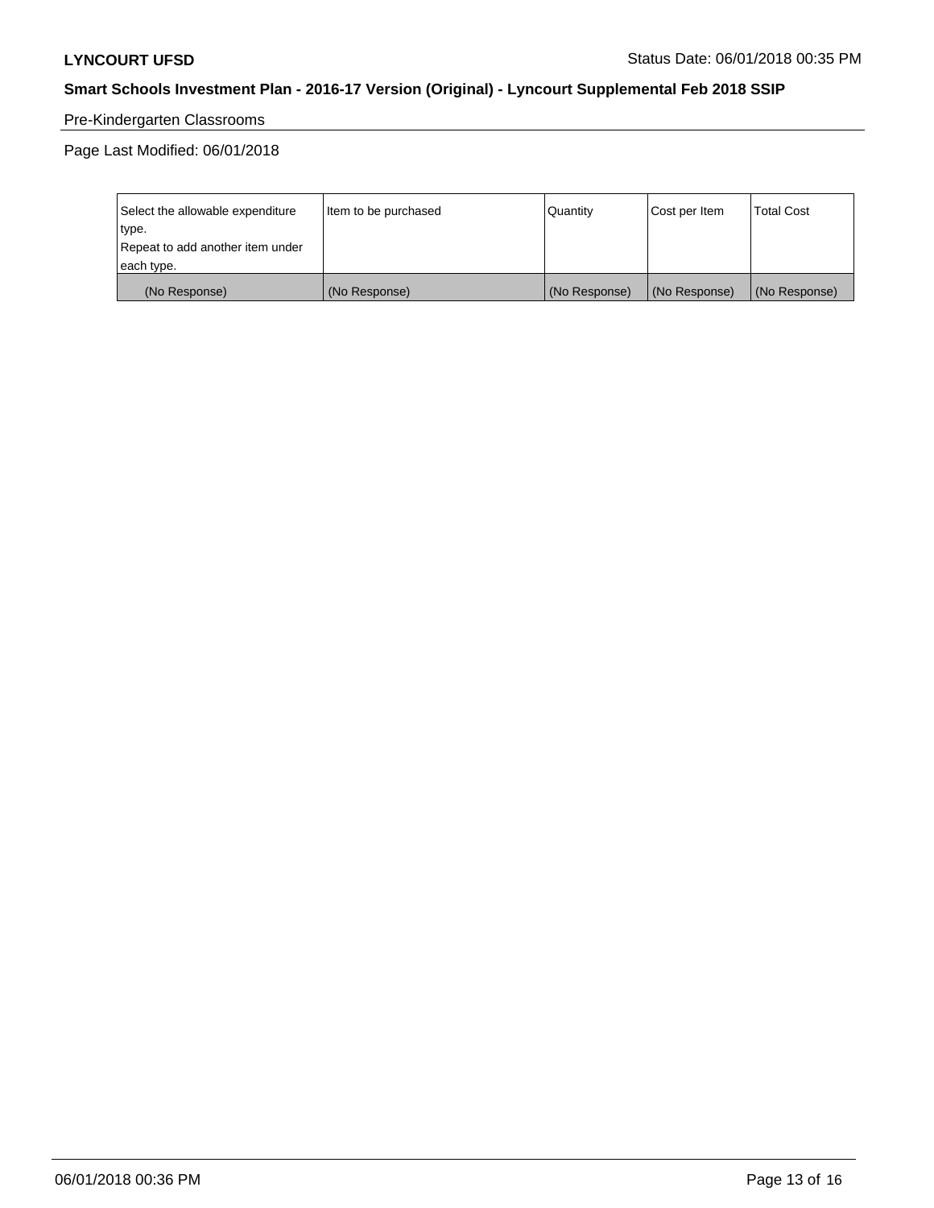Pre-Kindergarten Classrooms

Page Last Modified: 06/01/2018

| Select the allowable expenditure type.<br>Repeat to add another item under each type. | Item to be purchased | Quantity | Cost per Item | Total Cost |
|---|---|---|---|---|
| (No Response) | (No Response) | (No Response) | (No Response) | (No Response) |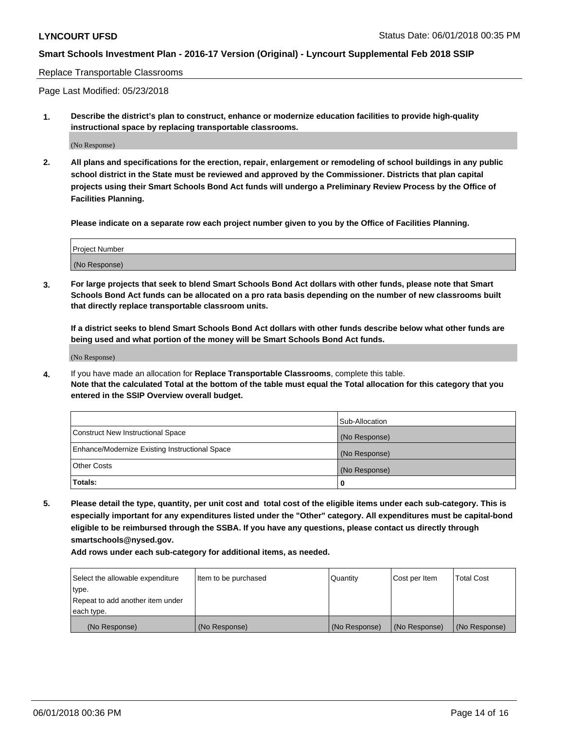Replace Transportable Classrooms

Page Last Modified: 05/23/2018

**1. Describe the district's plan to construct, enhance or modernize education facilities to provide high-quality instructional space by replacing transportable classrooms.**

(No Response)

**2. All plans and specifications for the erection, repair, enlargement or remodeling of school buildings in any public school district in the State must be reviewed and approved by the Commissioner. Districts that plan capital projects using their Smart Schools Bond Act funds will undergo a Preliminary Review Process by the Office of Facilities Planning.**

**Please indicate on a separate row each project number given to you by the Office of Facilities Planning.**

| Project Number |
|---|
| (No Response) |

**3. For large projects that seek to blend Smart Schools Bond Act dollars with other funds, please note that Smart Schools Bond Act funds can be allocated on a pro rata basis depending on the number of new classrooms built that directly replace transportable classroom units.**

**If a district seeks to blend Smart Schools Bond Act dollars with other funds describe below what other funds are being used and what portion of the money will be Smart Schools Bond Act funds.**

(No Response)

**4.** If you have made an allocation for **Replace Transportable Classrooms**, complete this table.
**Note that the calculated Total at the bottom of the table must equal the Total allocation for this category that you entered in the SSIP Overview overall budget.**

| | Sub-Allocation |
|---|---|
| Construct New Instructional Space | (No Response) |
| Enhance/Modernize Existing Instructional Space | (No Response) |
| Other Costs | (No Response) |
| **Totals:** | **0** |

**5. Please detail the type, quantity, per unit cost and total cost of the eligible items under each sub-category. This is especially important for any expenditures listed under the "Other" category. All expenditures must be capital-bond eligible to be reimbursed through the SSBA. If you have any questions, please contact us directly through smartschools@nysed.gov.**

**Add rows under each sub-category for additional items, as needed.**

| Select the allowable expenditure type. Repeat to add another item under each type. | Item to be purchased | Quantity | Cost per Item | Total Cost |
|---|---|---|---|---|
| (No Response) | (No Response) | (No Response) | (No Response) | (No Response) |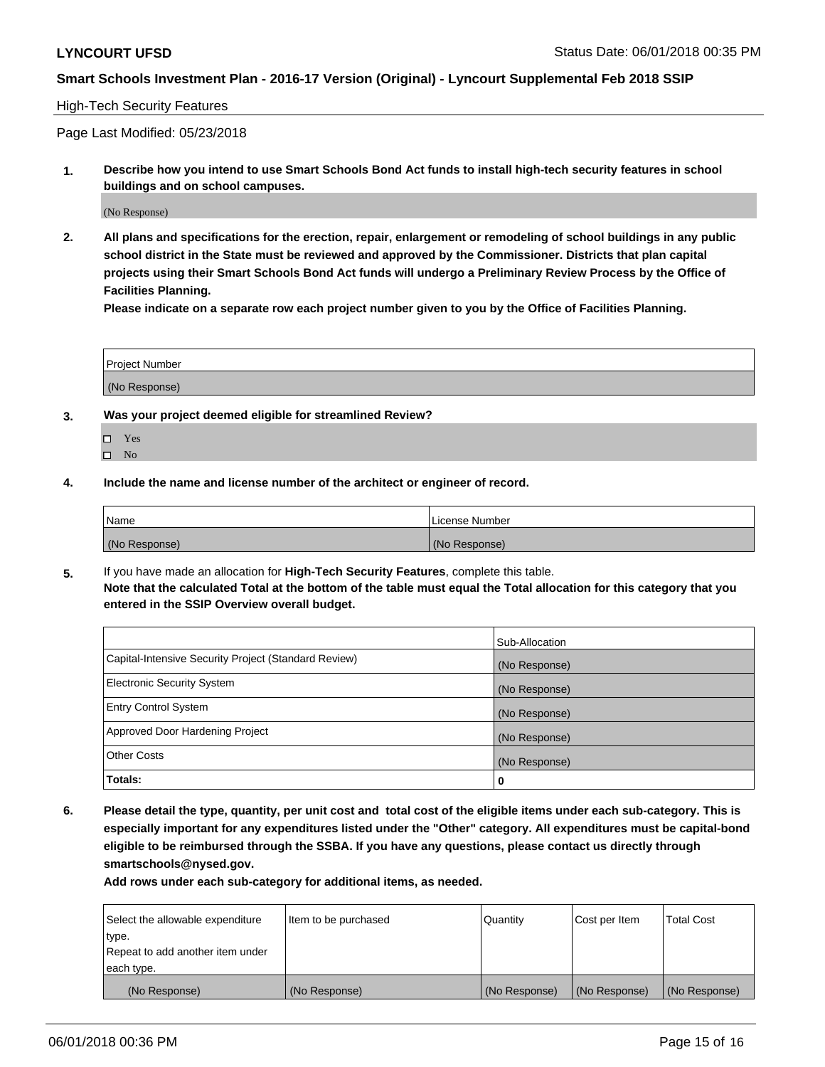High-Tech Security Features

Page Last Modified: 05/23/2018

**1. Describe how you intend to use Smart Schools Bond Act funds to install high-tech security features in school buildings and on school campuses.**

(No Response)

**2. All plans and specifications for the erection, repair, enlargement or remodeling of school buildings in any public school district in the State must be reviewed and approved by the Commissioner. Districts that plan capital projects using their Smart Schools Bond Act funds will undergo a Preliminary Review Process by the Office of Facilities Planning.**

**Please indicate on a separate row each project number given to you by the Office of Facilities Planning.**

| Project Number |
|---|
| (No Response) |

**3. Was your project deemed eligible for streamlined Review?**

- ☐ Yes
- ☐ No

**4. Include the name and license number of the architect or engineer of record.**

| Name | License Number |
|---|---|
| (No Response) | (No Response) |

**5.** If you have made an allocation for **High-Tech Security Features**, complete this table.
**Note that the calculated Total at the bottom of the table must equal the Total allocation for this category that you entered in the SSIP Overview overall budget.**

| | Sub-Allocation |
|---|---|
| Capital-Intensive Security Project (Standard Review) | (No Response) |
| Electronic Security System | (No Response) |
| Entry Control System | (No Response) |
| Approved Door Hardening Project | (No Response) |
| Other Costs | (No Response) |
| **Totals:** | **0** |

**6. Please detail the type, quantity, per unit cost and total cost of the eligible items under each sub-category. This is especially important for any expenditures listed under the "Other" category. All expenditures must be capital-bond eligible to be reimbursed through the SSBA. If you have any questions, please contact us directly through smartschools@nysed.gov.**

**Add rows under each sub-category for additional items, as needed.**

| Select the allowable expenditure type. Repeat to add another item under each type. | Item to be purchased | Quantity | Cost per Item | Total Cost |
|---|---|---|---|---|
| (No Response) | (No Response) | (No Response) | (No Response) | (No Response) |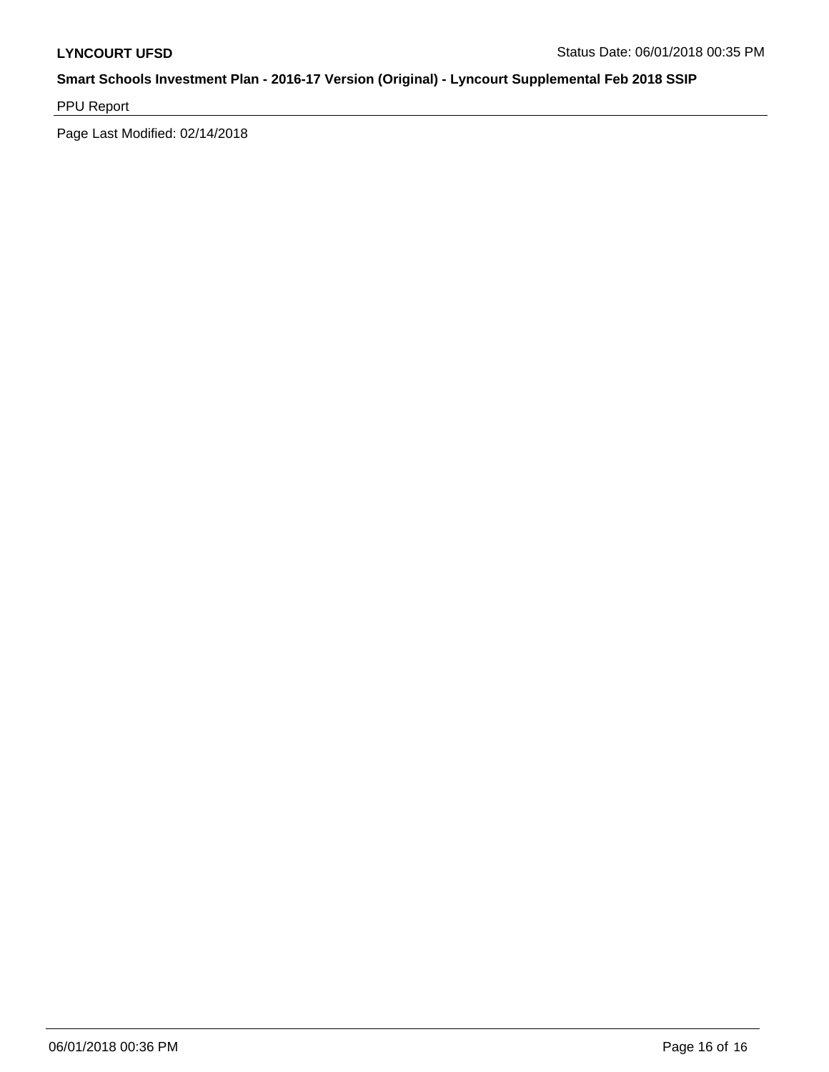PPU Report

Page Last Modified: 02/14/2018